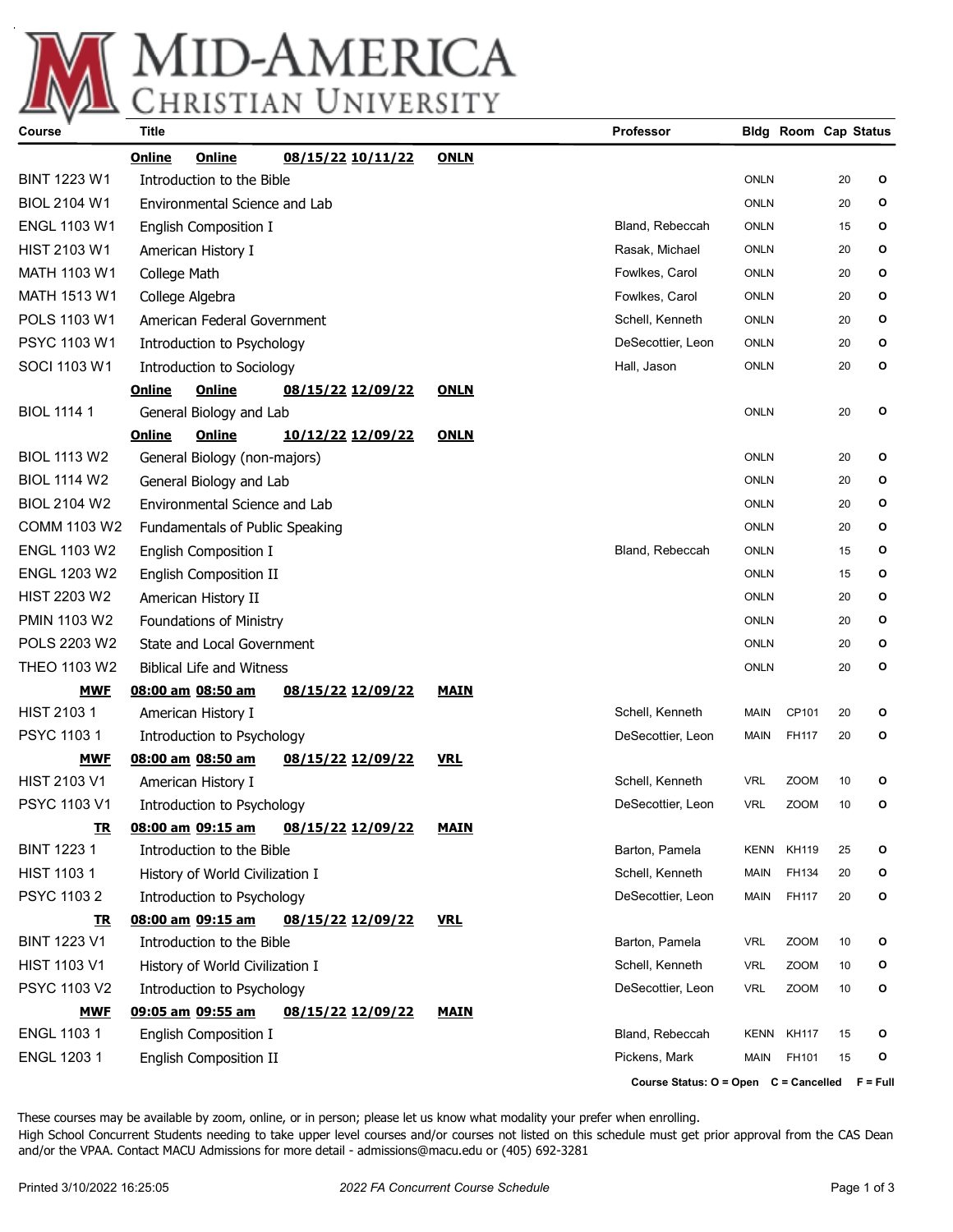# Mid-America Christian University

| Course | Title | Professor | Bldg | Room | Cap | Status |
|---|---|---|---|---|---|---|
| | **Online Online 08/15/22 10/11/22 ONLN** | | | | | |
| BINT 1223 W1 | Introduction to the Bible | | ONLN | | 20 | O |
| BIOL 2104 W1 | Environmental Science and Lab | | ONLN | | 20 | O |
| ENGL 1103 W1 | English Composition I | Bland, Rebeccah | ONLN | | 15 | O |
| HIST 2103 W1 | American History I | Rasak, Michael | ONLN | | 20 | O |
| MATH 1103 W1 | College Math | Fowlkes, Carol | ONLN | | 20 | O |
| MATH 1513 W1 | College Algebra | Fowlkes, Carol | ONLN | | 20 | O |
| POLS 1103 W1 | American Federal Government | Schell, Kenneth | ONLN | | 20 | O |
| PSYC 1103 W1 | Introduction to Psychology | DeSecottier, Leon | ONLN | | 20 | O |
| SOCI 1103 W1 | Introduction to Sociology | Hall, Jason | ONLN | | 20 | O |
| | **Online Online 08/15/22 12/09/22 ONLN** | | | | | |
| BIOL 1114 1 | General Biology and Lab | | ONLN | | 20 | O |
| | **Online Online 10/12/22 12/09/22 ONLN** | | | | | |
| BIOL 1113 W2 | General Biology (non-majors) | | ONLN | | 20 | O |
| BIOL 1114 W2 | General Biology and Lab | | ONLN | | 20 | O |
| BIOL 2104 W2 | Environmental Science and Lab | | ONLN | | 20 | O |
| COMM 1103 W2 | Fundamentals of Public Speaking | | ONLN | | 20 | O |
| ENGL 1103 W2 | English Composition I | Bland, Rebeccah | ONLN | | 15 | O |
| ENGL 1203 W2 | English Composition II | | ONLN | | 15 | O |
| HIST 2203 W2 | American History II | | ONLN | | 20 | O |
| PMIN 1103 W2 | Foundations of Ministry | | ONLN | | 20 | O |
| POLS 2203 W2 | State and Local Government | | ONLN | | 20 | O |
| THEO 1103 W2 | Biblical Life and Witness | | ONLN | | 20 | O |
| **MWF** | **08:00 am 08:50 am 08/15/22 12/09/22 MAIN** | | | | | |
| HIST 2103 1 | American History I | Schell, Kenneth | MAIN | CP101 | 20 | O |
| PSYC 1103 1 | Introduction to Psychology | DeSecottier, Leon | MAIN | FH117 | 20 | O |
| **MWF** | **08:00 am 08:50 am 08/15/22 12/09/22 VRL** | | | | | |
| HIST 2103 V1 | American History I | Schell, Kenneth | VRL | ZOOM | 10 | O |
| PSYC 1103 V1 | Introduction to Psychology | DeSecottier, Leon | VRL | ZOOM | 10 | O |
| **TR** | **08:00 am 09:15 am 08/15/22 12/09/22 MAIN** | | | | | |
| BINT 1223 1 | Introduction to the Bible | Barton, Pamela | KENN | KH119 | 25 | O |
| HIST 1103 1 | History of World Civilization I | Schell, Kenneth | MAIN | FH134 | 20 | O |
| PSYC 1103 2 | Introduction to Psychology | DeSecottier, Leon | MAIN | FH117 | 20 | O |
| **TR** | **08:00 am 09:15 am 08/15/22 12/09/22 VRL** | | | | | |
| BINT 1223 V1 | Introduction to the Bible | Barton, Pamela | VRL | ZOOM | 10 | O |
| HIST 1103 V1 | History of World Civilization I | Schell, Kenneth | VRL | ZOOM | 10 | O |
| PSYC 1103 V2 | Introduction to Psychology | DeSecottier, Leon | VRL | ZOOM | 10 | O |
| **MWF** | **09:05 am 09:55 am 08/15/22 12/09/22 MAIN** | | | | | |
| ENGL 1103 1 | English Composition I | Bland, Rebeccah | KENN | KH117 | 15 | O |
| ENGL 1203 1 | English Composition II | Pickens, Mark | MAIN | FH101 | 15 | O |

**Course Status: O = Open C = Cancelled F = Full**

These courses may be available by zoom, online, or in person; please let us know what modality your prefer when enrolling.
High School Concurrent Students needing to take upper level courses and/or courses not listed on this schedule must get prior approval from the CAS Dean and/or the VPAA. Contact MACU Admissions for more detail - admissions@macu.edu or (405) 692-3281

Printed 3/10/2022 16:25:05 *2022 FA Concurrent Course Schedule*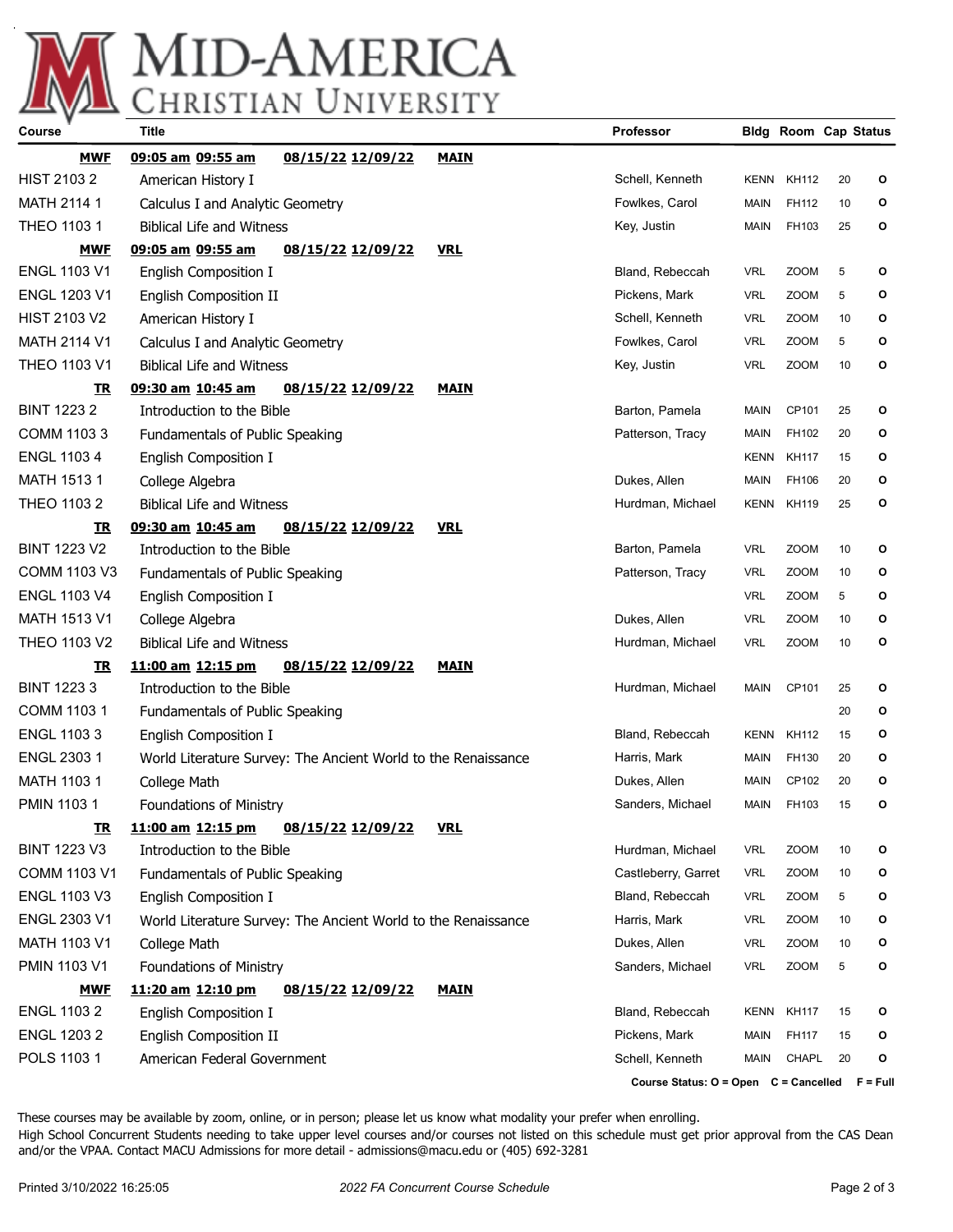# MID-AMERICA CHRISTIAN UNIVERSITY

| Course | Title | Professor | Bldg | Room | Cap | Status |
|---|---|---|---|---|---|---|
| **MWF** | **09:05 am 09:55 am 08/15/22 12/09/22 MAIN** | | | | | |
| HIST 2103 2 | American History I | Schell, Kenneth | KENN | KH112 | 20 | O |
| MATH 2114 1 | Calculus I and Analytic Geometry | Fowlkes, Carol | MAIN | FH112 | 10 | O |
| THEO 1103 1 | Biblical Life and Witness | Key, Justin | MAIN | FH103 | 25 | O |
| **MWF** | **09:05 am 09:55 am 08/15/22 12/09/22 VRL** | | | | | |
| ENGL 1103 V1 | English Composition I | Bland, Rebeccah | VRL | ZOOM | 5 | O |
| ENGL 1203 V1 | English Composition II | Pickens, Mark | VRL | ZOOM | 5 | O |
| HIST 2103 V2 | American History I | Schell, Kenneth | VRL | ZOOM | 10 | O |
| MATH 2114 V1 | Calculus I and Analytic Geometry | Fowlkes, Carol | VRL | ZOOM | 5 | O |
| THEO 1103 V1 | Biblical Life and Witness | Key, Justin | VRL | ZOOM | 10 | O |
| **TR** | **09:30 am 10:45 am 08/15/22 12/09/22 MAIN** | | | | | |
| BINT 1223 2 | Introduction to the Bible | Barton, Pamela | MAIN | CP101 | 25 | O |
| COMM 1103 3 | Fundamentals of Public Speaking | Patterson, Tracy | MAIN | FH102 | 20 | O |
| ENGL 1103 4 | English Composition I | | KENN | KH117 | 15 | O |
| MATH 1513 1 | College Algebra | Dukes, Allen | MAIN | FH106 | 20 | O |
| THEO 1103 2 | Biblical Life and Witness | Hurdman, Michael | KENN | KH119 | 25 | O |
| **TR** | **09:30 am 10:45 am 08/15/22 12/09/22 VRL** | | | | | |
| BINT 1223 V2 | Introduction to the Bible | Barton, Pamela | VRL | ZOOM | 10 | O |
| COMM 1103 V3 | Fundamentals of Public Speaking | Patterson, Tracy | VRL | ZOOM | 10 | O |
| ENGL 1103 V4 | English Composition I | | VRL | ZOOM | 5 | O |
| MATH 1513 V1 | College Algebra | Dukes, Allen | VRL | ZOOM | 10 | O |
| THEO 1103 V2 | Biblical Life and Witness | Hurdman, Michael | VRL | ZOOM | 10 | O |
| **TR** | **11:00 am 12:15 pm 08/15/22 12/09/22 MAIN** | | | | | |
| BINT 1223 3 | Introduction to the Bible | Hurdman, Michael | MAIN | CP101 | 25 | O |
| COMM 1103 1 | Fundamentals of Public Speaking | | | | 20 | O |
| ENGL 1103 3 | English Composition I | Bland, Rebeccah | KENN | KH112 | 15 | O |
| ENGL 2303 1 | World Literature Survey: The Ancient World to the Renaissance | Harris, Mark | MAIN | FH130 | 20 | O |
| MATH 1103 1 | College Math | Dukes, Allen | MAIN | CP102 | 20 | O |
| PMIN 1103 1 | Foundations of Ministry | Sanders, Michael | MAIN | FH103 | 15 | O |
| **TR** | **11:00 am 12:15 pm 08/15/22 12/09/22 VRL** | | | | | |
| BINT 1223 V3 | Introduction to the Bible | Hurdman, Michael | VRL | ZOOM | 10 | O |
| COMM 1103 V1 | Fundamentals of Public Speaking | Castleberry, Garret | VRL | ZOOM | 10 | O |
| ENGL 1103 V3 | English Composition I | Bland, Rebeccah | VRL | ZOOM | 5 | O |
| ENGL 2303 V1 | World Literature Survey: The Ancient World to the Renaissance | Harris, Mark | VRL | ZOOM | 10 | O |
| MATH 1103 V1 | College Math | Dukes, Allen | VRL | ZOOM | 10 | O |
| PMIN 1103 V1 | Foundations of Ministry | Sanders, Michael | VRL | ZOOM | 5 | O |
| **MWF** | **11:20 am 12:10 pm 08/15/22 12/09/22 MAIN** | | | | | |
| ENGL 1103 2 | English Composition I | Bland, Rebeccah | KENN | KH117 | 15 | O |
| ENGL 1203 2 | English Composition II | Pickens, Mark | MAIN | FH117 | 15 | O |
| POLS 1103 1 | American Federal Government | Schell, Kenneth | MAIN | CHAPL | 20 | O |

**Course Status: O = Open C = Cancelled F = Full**

These courses may be available by zoom, online, or in person; please let us know what modality your prefer when enrolling.

High School Concurrent Students needing to take upper level courses and/or courses not listed on this schedule must get prior approval from the CAS Dean and/or the VPAA. Contact MACU Admissions for more detail - admissions@macu.edu or (405) 692-3281

Printed 3/10/2022 16:25:05 *2022 FA Concurrent Course Schedule*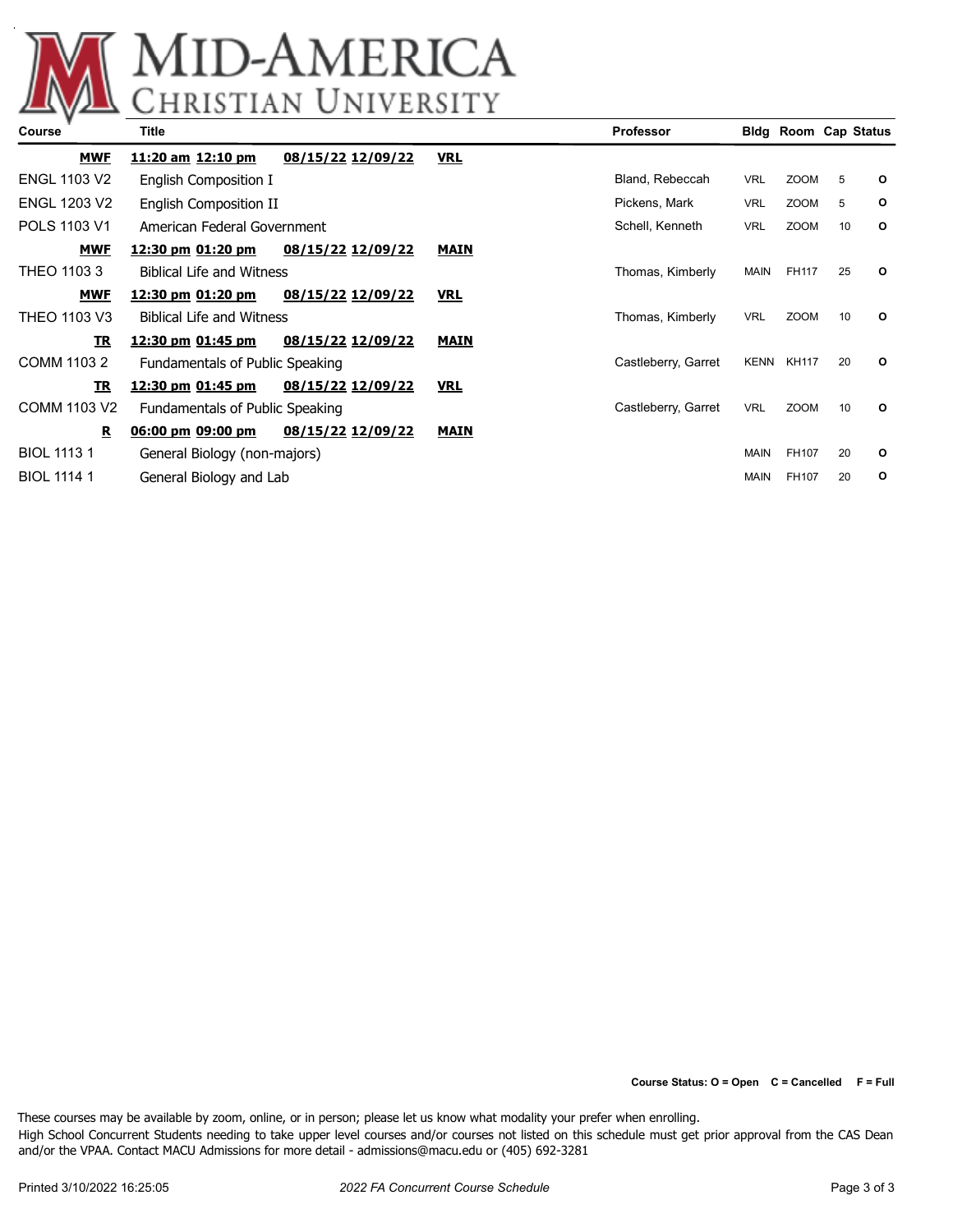# MID-AMERICA CHRISTIAN UNIVERSITY

| Course | Title | | | | Professor | Bldg | Room | Cap | Status |
|---|---|---|---|---|---|---|---|---|---|
| **MWF** | **11:20 am 12:10 pm** | **08/15/22 12/09/22** | **VRL** | | | | | | |
| ENGL 1103 V2 | English Composition I | | | | Bland, Rebeccah | VRL | ZOOM | 5 | O |
| ENGL 1203 V2 | English Composition II | | | | Pickens, Mark | VRL | ZOOM | 5 | O |
| POLS 1103 V1 | American Federal Government | | | | Schell, Kenneth | VRL | ZOOM | 10 | O |
| **MWF** | **12:30 pm 01:20 pm** | **08/15/22 12/09/22** | **MAIN** | | | | | | |
| THEO 1103 3 | Biblical Life and Witness | | | | Thomas, Kimberly | MAIN | FH117 | 25 | O |
| **MWF** | **12:30 pm 01:20 pm** | **08/15/22 12/09/22** | **VRL** | | | | | | |
| THEO 1103 V3 | Biblical Life and Witness | | | | Thomas, Kimberly | VRL | ZOOM | 10 | O |
| **TR** | **12:30 pm 01:45 pm** | **08/15/22 12/09/22** | **MAIN** | | | | | | |
| COMM 1103 2 | Fundamentals of Public Speaking | | | | Castleberry, Garret | KENN | KH117 | 20 | O |
| **TR** | **12:30 pm 01:45 pm** | **08/15/22 12/09/22** | **VRL** | | | | | | |
| COMM 1103 V2 | Fundamentals of Public Speaking | | | | Castleberry, Garret | VRL | ZOOM | 10 | O |
| **R** | **06:00 pm 09:00 pm** | **08/15/22 12/09/22** | **MAIN** | | | | | | |
| BIOL 1113 1 | General Biology (non-majors) | | | | | MAIN | FH107 | 20 | O |
| BIOL 1114 1 | General Biology and Lab | | | | | MAIN | FH107 | 20 | O |

**Course Status: O = Open C = Cancelled F = Full**

These courses may be available by zoom, online, or in person; please let us know what modality your prefer when enrolling.
High School Concurrent Students needing to take upper level courses and/or courses not listed on this schedule must get prior approval from the CAS Dean and/or the VPAA. Contact MACU Admissions for more detail - admissions@macu.edu or (405) 692-3281

Printed 3/10/2022 16:25:05 *2022 FA Concurrent Course Schedule*